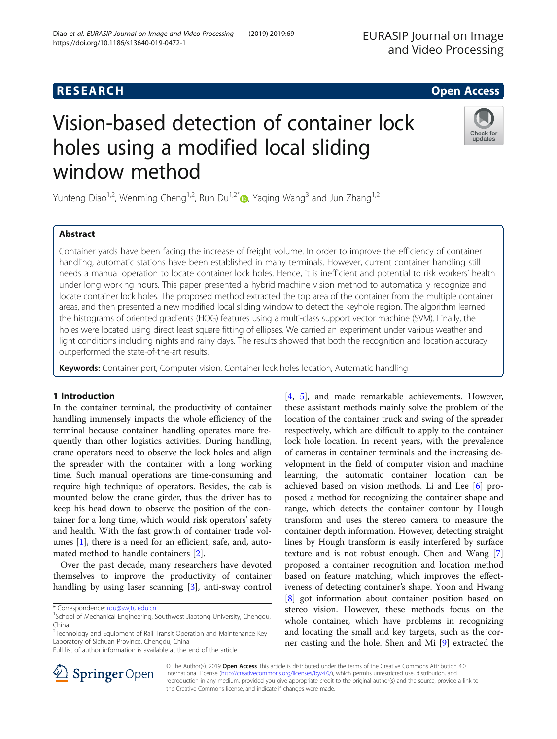# Vision-based detection of container lock holes using a modified local sliding window method

Yunfeng Diao[1,2], Wenming Cheng[1,2], Run Du[1,2*], Yaqing Wang[3] and Jun Zhang[1,2]

## Abstract

Container yards have been facing the increase of freight volume. In order to improve the efficiency of container handling, automatic stations have been established in many terminals. However, current container handling still needs a manual operation to locate container lock holes. Hence, it is inefficient and potential to risk workers' health under long working hours. This paper presented a hybrid machine vision method to automatically recognize and locate container lock holes. The proposed method extracted the top area of the container from the multiple container areas, and then presented a new modified local sliding window to detect the keyhole region. The algorithm learned the histograms of oriented gradients (HOG) features using a multi-class support vector machine (SVM). Finally, the holes were located using direct least square fitting of ellipses. We carried an experiment under various weather and light conditions including nights and rainy days. The results showed that both the recognition and location accuracy outperformed the state-of-the-art results.

**Keywords:** Container port, Computer vision, Container lock holes location, Automatic handling

## 1 Introduction

In the container terminal, the productivity of container handling immensely impacts the whole efficiency of the terminal because container handling operates more frequently than other logistics activities. During handling, crane operators need to observe the lock holes and align the spreader with the container with a long working time. Such manual operations are time-consuming and require high technique of operators. Besides, the cab is mounted below the crane girder, thus the driver has to keep his head down to observe the position of the container for a long time, which would risk operators' safety and health. With the fast growth of container trade volumes [1], there is a need for an efficient, safe, and, automated method to handle containers [2].

Over the past decade, many researchers have devoted themselves to improve the productivity of container handling by using laser scanning [3], anti-sway control [4, 5], and made remarkable achievements. However, these assistant methods mainly solve the problem of the location of the container truck and swing of the spreader respectively, which are difficult to apply to the container lock hole location. In recent years, with the prevalence of cameras in container terminals and the increasing development in the field of computer vision and machine learning, the automatic container location can be achieved based on vision methods. Li and Lee [6] proposed a method for recognizing the container shape and range, which detects the container contour by Hough transform and uses the stereo camera to measure the container depth information. However, detecting straight lines by Hough transform is easily interfered by surface texture and is not robust enough. Chen and Wang [7] proposed a container recognition and location method based on feature matching, which improves the effectiveness of detecting container's shape. Yoon and Hwang [8] got information about container position based on stereo vision. However, these methods focus on the whole container, which have problems in recognizing and locating the small and key targets, such as the corner casting and the hole. Shen and Mi [9] extracted the

\* Correspondence: rdu@swjtu.edu.cn
[1]School of Mechanical Engineering, Southwest Jiaotong University, Chengdu, China
[2]Technology and Equipment of Rail Transit Operation and Maintenance Key Laboratory of Sichuan Province, Chengdu, China
Full list of author information is available at the end of the article

© The Author(s). 2019 **Open Access** This article is distributed under the terms of the Creative Commons Attribution 4.0 International License (http://creativecommons.org/licenses/by/4.0/), which permits unrestricted use, distribution, and reproduction in any medium, provided you give appropriate credit to the original author(s) and the source, provide a link to the Creative Commons license, and indicate if changes were made.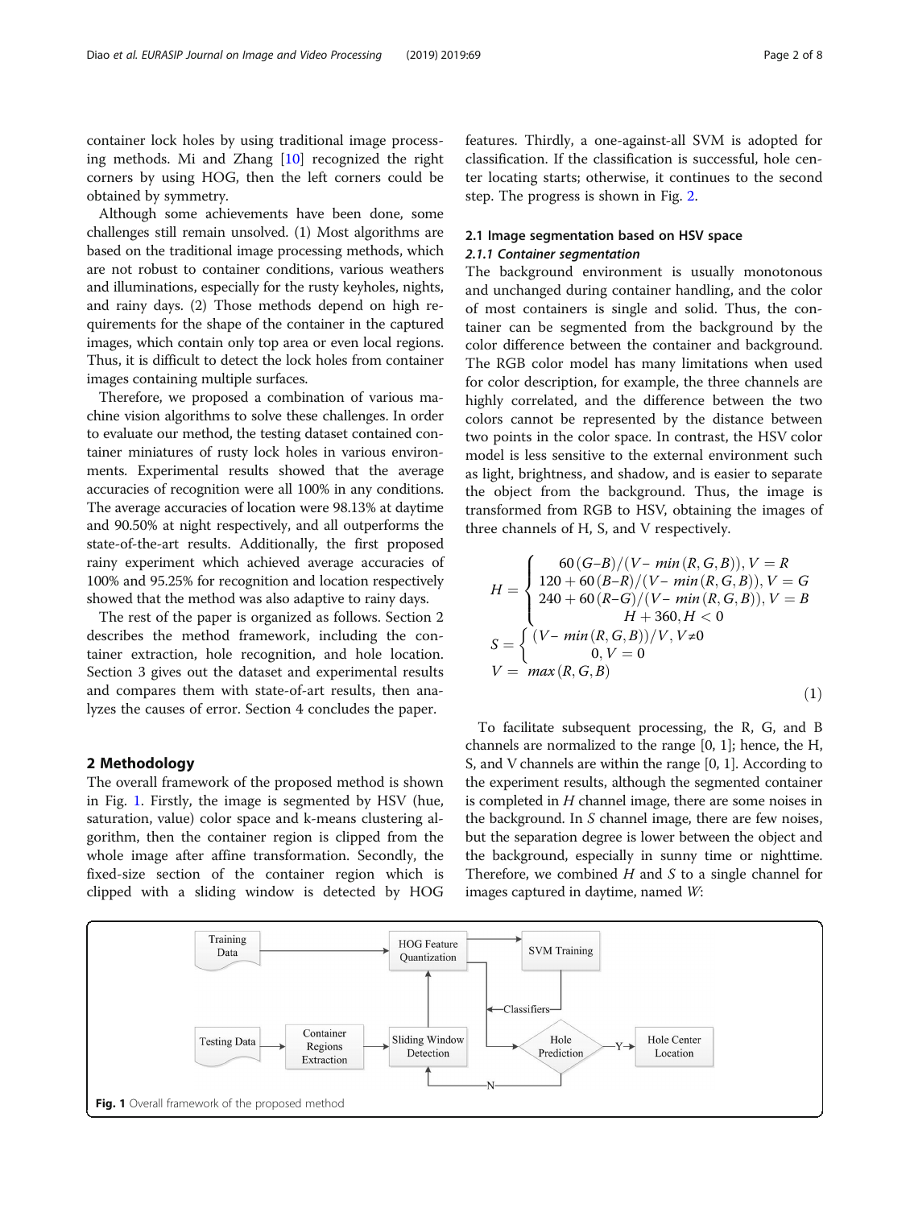container lock holes by using traditional image processing methods. Mi and Zhang [10] recognized the right corners by using HOG, then the left corners could be obtained by symmetry.

Although some achievements have been done, some challenges still remain unsolved. (1) Most algorithms are based on the traditional image processing methods, which are not robust to container conditions, various weathers and illuminations, especially for the rusty keyholes, nights, and rainy days. (2) Those methods depend on high requirements for the shape of the container in the captured images, which contain only top area or even local regions. Thus, it is difficult to detect the lock holes from container images containing multiple surfaces.

Therefore, we proposed a combination of various machine vision algorithms to solve these challenges. In order to evaluate our method, the testing dataset contained container miniatures of rusty lock holes in various environments. Experimental results showed that the average accuracies of recognition were all 100% in any conditions. The average accuracies of location were 98.13% at daytime and 90.50% at night respectively, and all outperforms the state-of-the-art results. Additionally, the first proposed rainy experiment which achieved average accuracies of 100% and 95.25% for recognition and location respectively showed that the method was also adaptive to rainy days.

The rest of the paper is organized as follows. Section 2 describes the method framework, including the container extraction, hole recognition, and hole location. Section 3 gives out the dataset and experimental results and compares them with state-of-art results, then analyzes the causes of error. Section 4 concludes the paper.

## 2 Methodology

The overall framework of the proposed method is shown in Fig. 1. Firstly, the image is segmented by HSV (hue, saturation, value) color space and k-means clustering algorithm, then the container region is clipped from the whole image after affine transformation. Secondly, the fixed-size section of the container region which is clipped with a sliding window is detected by HOG features. Thirdly, a one-against-all SVM is adopted for classification. If the classification is successful, hole center locating starts; otherwise, it continues to the second step. The progress is shown in Fig. 2.

### 2.1 Image segmentation based on HSV space

#### *2.1.1 Container segmentation*

The background environment is usually monotonous and unchanged during container handling, and the color of most containers is single and solid. Thus, the container can be segmented from the background by the color difference between the container and background. The RGB color model has many limitations when used for color description, for example, the three channels are highly correlated, and the difference between the two colors cannot be represented by the distance between two points in the color space. In contrast, the HSV color model is less sensitive to the external environment such as light, brightness, and shadow, and is easier to separate the object from the background. Thus, the image is transformed from RGB to HSV, obtaining the images of three channels of H, S, and V respectively.

$$
\begin{aligned}
H &= \begin{cases} 60(G-B)/(V-\min(R,G,B)), V = R \\ 120 + 60(B-R)/(V-\min(R,G,B)), V = G \\ 240 + 60(R-G)/(V-\min(R,G,B)), V = B \\ H + 360, H < 0 \end{cases} \\
S &= \begin{cases} (V-\min(R,G,B))/V, V \neq 0 \\ 0, V = 0 \end{cases} \\
V &= \max(R,G,B)
\end{aligned} \tag{1}
$$

To facilitate subsequent processing, the R, G, and B channels are normalized to the range [0, 1]; hence, the H, S, and V channels are within the range [0, 1]. According to the experiment results, although the segmented container is completed in $H$ channel image, there are some noises in the background. In $S$ channel image, there are few noises, but the separation degree is lower between the object and the background, especially in sunny time or nighttime. Therefore, we combined $H$ and $S$ to a single channel for images captured in daytime, named $W$:

**Fig. 1** Overall framework of the proposed method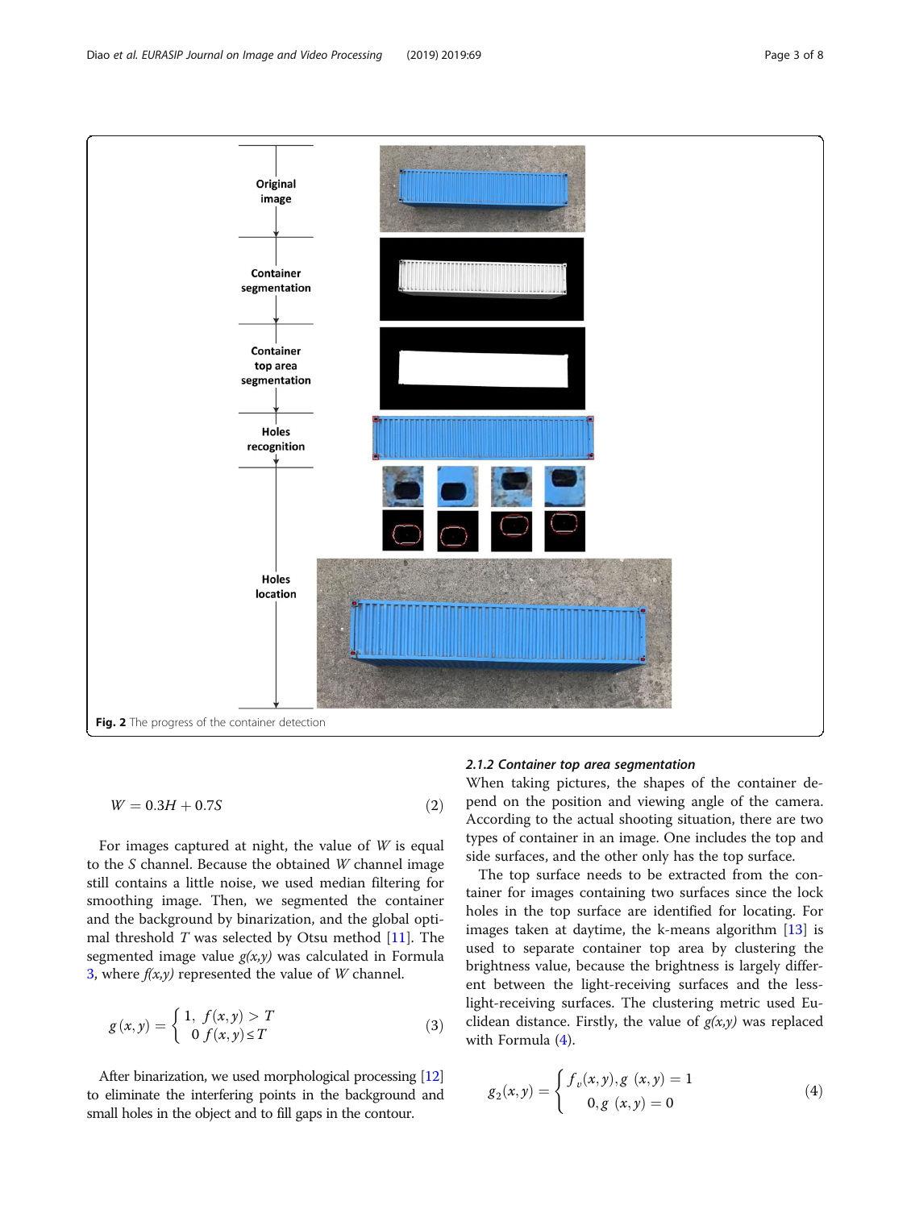Fig. 2 The progress of the container detection

$$W = 0.3H + 0.7S \tag{2}$$

For images captured at night, the value of $W$ is equal to the $S$ channel. Because the obtained $W$ channel image still contains a little noise, we used median filtering for smoothing image. Then, we segmented the container and the background by binarization, and the global optimal threshold $T$ was selected by Otsu method [11]. The segmented image value $g(x,y)$ was calculated in Formula 3, where $f(x,y)$ represented the value of $W$ channel.

$$g(x,y) = \begin{cases} 1, & f(x,y) > T \\ 0 & f(x,y) \leq T \end{cases} \tag{3}$$

After binarization, we used morphological processing [12] to eliminate the interfering points in the background and small holes in the object and to fill gaps in the contour.

### 2.1.2 Container top area segmentation

When taking pictures, the shapes of the container depend on the position and viewing angle of the camera. According to the actual shooting situation, there are two types of container in an image. One includes the top and side surfaces, and the other only has the top surface.

The top surface needs to be extracted from the container for images containing two surfaces since the lock holes in the top surface are identified for locating. For images taken at daytime, the k-means algorithm [13] is used to separate container top area by clustering the brightness value, because the brightness is largely different between the light-receiving surfaces and the less-light-receiving surfaces. The clustering metric used Euclidean distance. Firstly, the value of $g(x,y)$ was replaced with Formula (4).

$$g_2(x,y) = \begin{cases} f_v(x,y), g\ (x,y) = 1 \\ 0, g\ (x,y) = 0 \end{cases} \tag{4}$$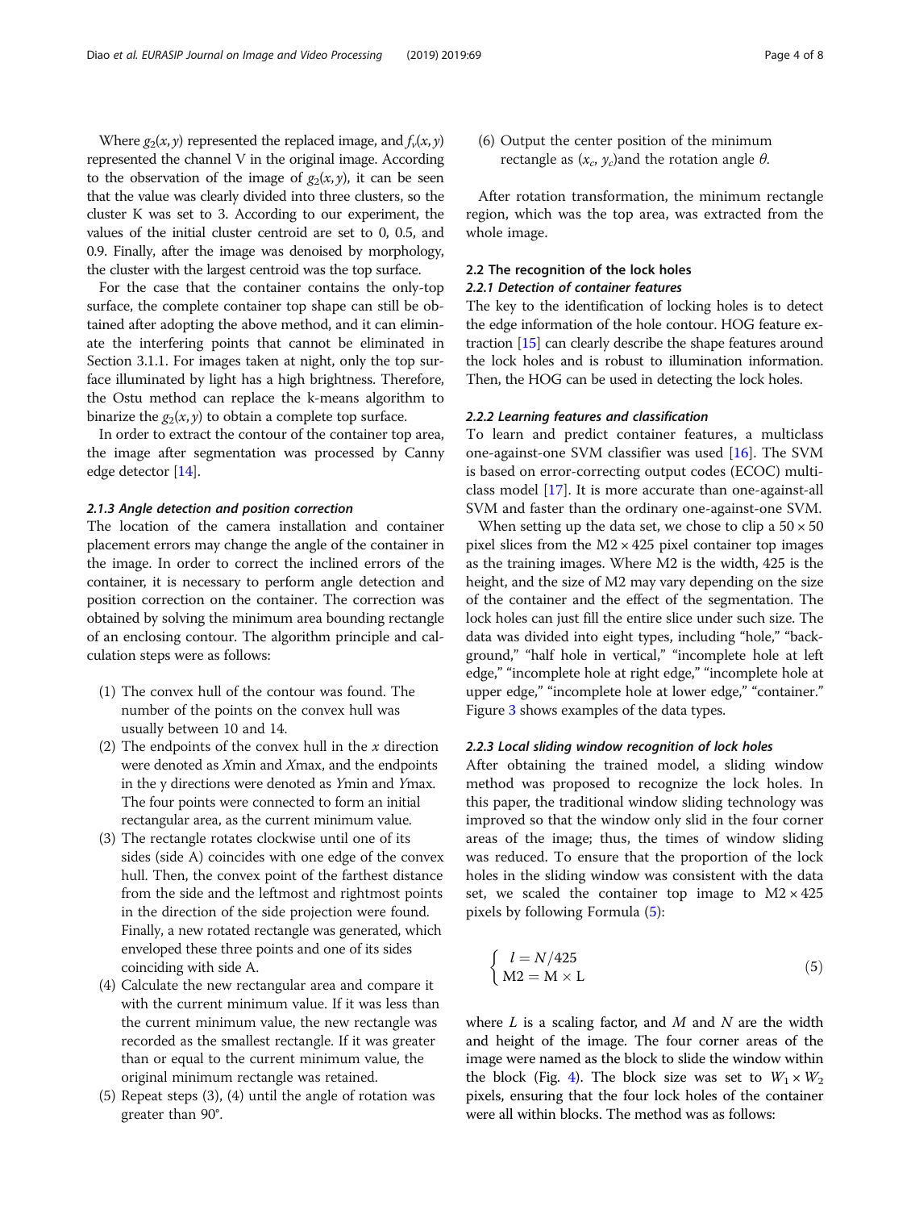Where $g_2(x, y)$ represented the replaced image, and $f_v(x, y)$ represented the channel V in the original image. According to the observation of the image of $g_2(x, y)$, it can be seen that the value was clearly divided into three clusters, so the cluster K was set to 3. According to our experiment, the values of the initial cluster centroid are set to 0, 0.5, and 0.9. Finally, after the image was denoised by morphology, the cluster with the largest centroid was the top surface.

For the case that the container contains the only-top surface, the complete container top shape can still be obtained after adopting the above method, and it can eliminate the interfering points that cannot be eliminated in Section 3.1.1. For images taken at night, only the top surface illuminated by light has a high brightness. Therefore, the Ostu method can replace the k-means algorithm to binarize the $g_2(x, y)$ to obtain a complete top surface.

In order to extract the contour of the container top area, the image after segmentation was processed by Canny edge detector [14].

#### 2.1.3 Angle detection and position correction

The location of the camera installation and container placement errors may change the angle of the container in the image. In order to correct the inclined errors of the container, it is necessary to perform angle detection and position correction on the container. The correction was obtained by solving the minimum area bounding rectangle of an enclosing contour. The algorithm principle and calculation steps were as follows:

1. The convex hull of the contour was found. The number of the points on the convex hull was usually between 10 and 14.
2. The endpoints of the convex hull in the $x$ direction were denoted as $X$min and $X$max, and the endpoints in the y directions were denoted as $Y$min and $Y$max. The four points were connected to form an initial rectangular area, as the current minimum value.
3. The rectangle rotates clockwise until one of its sides (side A) coincides with one edge of the convex hull. Then, the convex point of the farthest distance from the side and the leftmost and rightmost points in the direction of the side projection were found. Finally, a new rotated rectangle was generated, which enveloped these three points and one of its sides coinciding with side A.
4. Calculate the new rectangular area and compare it with the current minimum value. If it was less than the current minimum value, the new rectangle was recorded as the smallest rectangle. If it was greater than or equal to the current minimum value, the original minimum rectangle was retained.
5. Repeat steps (3), (4) until the angle of rotation was greater than 90°.
6. Output the center position of the minimum rectangle as $(x_c, y_c)$and the rotation angle $\theta$.

After rotation transformation, the minimum rectangle region, which was the top area, was extracted from the whole image.

### 2.2 The recognition of the lock holes

#### 2.2.1 Detection of container features

The key to the identification of locking holes is to detect the edge information of the hole contour. HOG feature extraction [15] can clearly describe the shape features around the lock holes and is robust to illumination information. Then, the HOG can be used in detecting the lock holes.

#### 2.2.2 Learning features and classification

To learn and predict container features, a multiclass one-against-one SVM classifier was used [16]. The SVM is based on error-correcting output codes (ECOC) multiclass model [17]. It is more accurate than one-against-all SVM and faster than the ordinary one-against-one SVM.

When setting up the data set, we chose to clip a 50 × 50 pixel slices from the M2 × 425 pixel container top images as the training images. Where M2 is the width, 425 is the height, and the size of M2 may vary depending on the size of the container and the effect of the segmentation. The lock holes can just fill the entire slice under such size. The data was divided into eight types, including "hole," "background," "half hole in vertical," "incomplete hole at left edge," "incomplete hole at right edge," "incomplete hole at upper edge," "incomplete hole at lower edge," "container." Figure 3 shows examples of the data types.

#### 2.2.3 Local sliding window recognition of lock holes

After obtaining the trained model, a sliding window method was proposed to recognize the lock holes. In this paper, the traditional window sliding technology was improved so that the window only slid in the four corner areas of the image; thus, the times of window sliding was reduced. To ensure that the proportion of the lock holes in the sliding window was consistent with the data set, we scaled the container top image to M2 × 425 pixels by following Formula (5):

$$
\begin{cases} l = N/425 \\ \mathrm{M2} = \mathrm{M} \times \mathrm{L} \end{cases} \tag{5}
$$

where $L$ is a scaling factor, and $M$ and $N$ are the width and height of the image. The four corner areas of the image were named as the block to slide the window within the block (Fig. 4). The block size was set to $W_1 \times W_2$ pixels, ensuring that the four lock holes of the container were all within blocks. The method was as follows: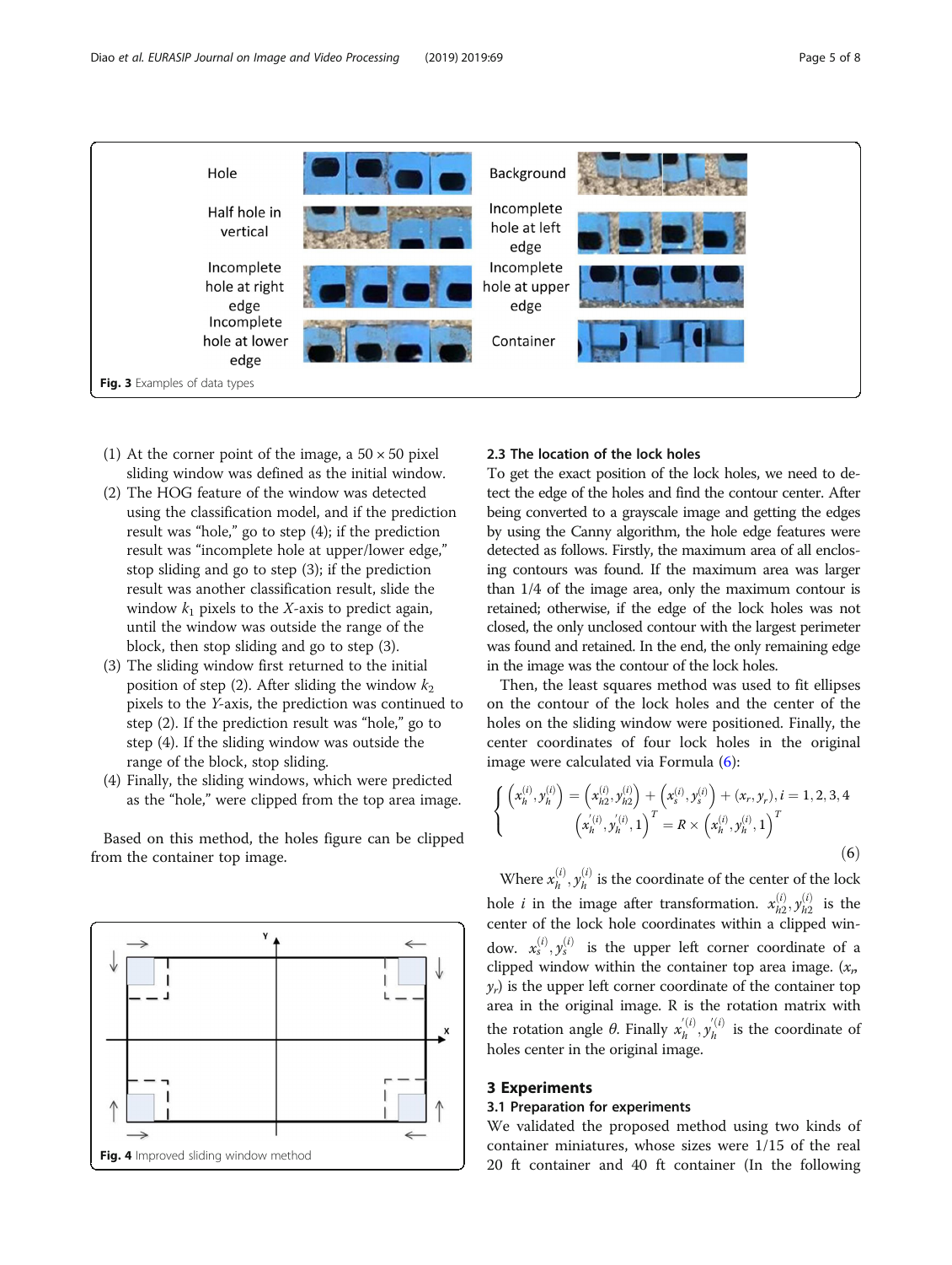Fig. 3 Examples of data types

1. At the corner point of the image, a 50 × 50 pixel sliding window was defined as the initial window.
2. The HOG feature of the window was detected using the classification model, and if the prediction result was "hole," go to step (4); if the prediction result was "incomplete hole at upper/lower edge," stop sliding and go to step (3); if the prediction result was another classification result, slide the window $k_1$ pixels to the $X$-axis to predict again, until the window was outside the range of the block, then stop sliding and go to step (3).
3. The sliding window first returned to the initial position of step (2). After sliding the window $k_2$ pixels to the $Y$-axis, the prediction was continued to step (2). If the prediction result was "hole," go to step (4). If the sliding window was outside the range of the block, stop sliding.
4. Finally, the sliding windows, which were predicted as the "hole," were clipped from the top area image.

Based on this method, the holes figure can be clipped from the container top image.

Fig. 4 Improved sliding window method

### 2.3 The location of the lock holes

To get the exact position of the lock holes, we need to detect the edge of the holes and find the contour center. After being converted to a grayscale image and getting the edges by using the Canny algorithm, the hole edge features were detected as follows. Firstly, the maximum area of all enclosing contours was found. If the maximum area was larger than 1/4 of the image area, only the maximum contour is retained; otherwise, if the edge of the lock holes was not closed, the only unclosed contour with the largest perimeter was found and retained. In the end, the only remaining edge in the image was the contour of the lock holes.

Then, the least squares method was used to fit ellipses on the contour of the lock holes and the center of the holes on the sliding window were positioned. Finally, the center coordinates of four lock holes in the original image were calculated via Formula (6):

$$
\begin{cases}
\left(x_h^{(i)}, y_h^{(i)}\right) = \left(x_{h2}^{(i)}, y_{h2}^{(i)}\right) + \left(x_s^{(i)}, y_s^{(i)}\right) + (x_r, y_r), i = 1, 2, 3, 4 \\
\left(x_h^{\prime(i)}, y_h^{\prime(i)}, 1\right)^T = R \times \left(x_h^{(i)}, y_h^{(i)}, 1\right)^T
\end{cases}
\tag{6}
$$

Where $x_h^{(i)}, y_h^{(i)}$ is the coordinate of the center of the lock hole $i$ in the image after transformation. $x_{h2}^{(i)}, y_{h2}^{(i)}$ is the center of the lock hole coordinates within a clipped window. $x_s^{(i)}, y_s^{(i)}$ is the upper left corner coordinate of a clipped window within the container top area image. $(x_r, y_r)$ is the upper left corner coordinate of the container top area in the original image. R is the rotation matrix with the rotation angle $\theta$. Finally $x_h^{\prime(i)}, y_h^{\prime(i)}$ is the coordinate of holes center in the original image.

## 3 Experiments

### 3.1 Preparation for experiments

We validated the proposed method using two kinds of container miniatures, whose sizes were 1/15 of the real 20 ft container and 40 ft container (In the following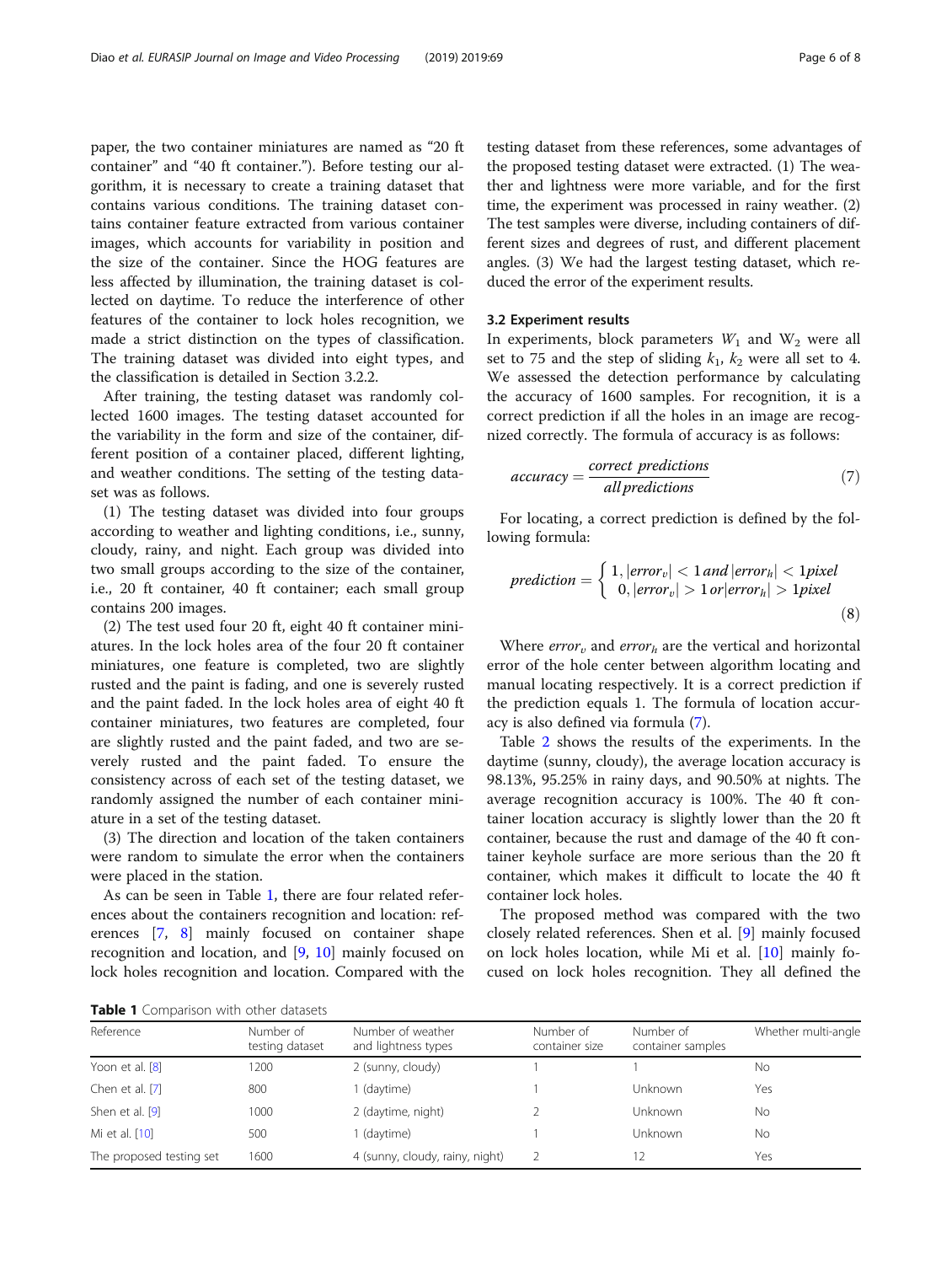paper, the two container miniatures are named as "20 ft container" and "40 ft container."). Before testing our algorithm, it is necessary to create a training dataset that contains various conditions. The training dataset contains container feature extracted from various container images, which accounts for variability in position and the size of the container. Since the HOG features are less affected by illumination, the training dataset is collected on daytime. To reduce the interference of other features of the container to lock holes recognition, we made a strict distinction on the types of classification. The training dataset was divided into eight types, and the classification is detailed in Section 3.2.2.

After training, the testing dataset was randomly collected 1600 images. The testing dataset accounted for the variability in the form and size of the container, different position of a container placed, different lighting, and weather conditions. The setting of the testing dataset was as follows.

(1) The testing dataset was divided into four groups according to weather and lighting conditions, i.e., sunny, cloudy, rainy, and night. Each group was divided into two small groups according to the size of the container, i.e., 20 ft container, 40 ft container; each small group contains 200 images.

(2) The test used four 20 ft, eight 40 ft container miniatures. In the lock holes area of the four 20 ft container miniatures, one feature is completed, two are slightly rusted and the paint is fading, and one is severely rusted and the paint faded. In the lock holes area of eight 40 ft container miniatures, two features are completed, four are slightly rusted and the paint faded, and two are severely rusted and the paint faded. To ensure the consistency across of each set of the testing dataset, we randomly assigned the number of each container miniature in a set of the testing dataset.

(3) The direction and location of the taken containers were random to simulate the error when the containers were placed in the station.

As can be seen in Table 1, there are four related references about the containers recognition and location: references [7, 8] mainly focused on container shape recognition and location, and [9, 10] mainly focused on lock holes recognition and location. Compared with the testing dataset from these references, some advantages of the proposed testing dataset were extracted. (1) The weather and lightness were more variable, and for the first time, the experiment was processed in rainy weather. (2) The test samples were diverse, including containers of different sizes and degrees of rust, and different placement angles. (3) We had the largest testing dataset, which reduced the error of the experiment results.

**Table 1** Comparison with other datasets

| Reference | Number of testing dataset | Number of weather and lightness types | Number of container size | Number of container samples | Whether multi-angle |
|---|---|---|---|---|---|
| Yoon et al. [8] | 1200 | 2 (sunny, cloudy) | 1 | 1 | No |
| Chen et al. [7] | 800 | 1 (daytime) | 1 | Unknown | Yes |
| Shen et al. [9] | 1000 | 2 (daytime, night) | 2 | Unknown | No |
| Mi et al. [10] | 500 | 1 (daytime) | 1 | Unknown | No |
| The proposed testing set | 1600 | 4 (sunny, cloudy, rainy, night) | 2 | 12 | Yes |

### 3.2 Experiment results

In experiments, block parameters $W_1$ and $W_2$ were all set to 75 and the step of sliding $k_1$, $k_2$ were all set to 4. We assessed the detection performance by calculating the accuracy of 1600 samples. For recognition, it is a correct prediction if all the holes in an image are recognized correctly. The formula of accuracy is as follows:

$$accuracy = \frac{correct\ predictions}{all\, predictions} \tag{7}$$

For locating, a correct prediction is defined by the following formula:

$$prediction = \begin{cases} 1, |error_v| < 1\, and\, |error_h| < 1 pixel \\ 0, |error_v| > 1\, or |error_h| > 1 pixel \end{cases} \tag{8}$$

Where $error_v$ and $error_h$ are the vertical and horizontal error of the hole center between algorithm locating and manual locating respectively. It is a correct prediction if the prediction equals 1. The formula of location accuracy is also defined via formula (7).

Table 2 shows the results of the experiments. In the daytime (sunny, cloudy), the average location accuracy is 98.13%, 95.25% in rainy days, and 90.50% at nights. The average recognition accuracy is 100%. The 40 ft container location accuracy is slightly lower than the 20 ft container, because the rust and damage of the 40 ft container keyhole surface are more serious than the 20 ft container, which makes it difficult to locate the 40 ft container lock holes.

The proposed method was compared with the two closely related references. Shen et al. [9] mainly focused on lock holes location, while Mi et al. [10] mainly focused on lock holes recognition. They all defined the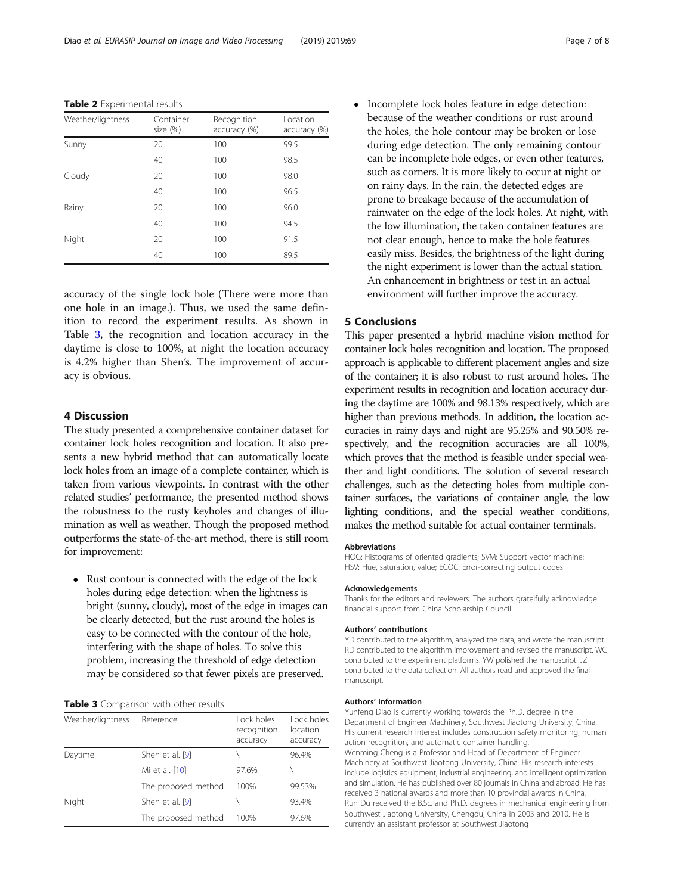**Table 2** Experimental results

| Weather/lightness | Container size (%) | Recognition accuracy (%) | Location accuracy (%) |
|---|---|---|---|
| Sunny | 20 | 100 | 99.5 |
| | 40 | 100 | 98.5 |
| Cloudy | 20 | 100 | 98.0 |
| | 40 | 100 | 96.5 |
| Rainy | 20 | 100 | 96.0 |
| | 40 | 100 | 94.5 |
| Night | 20 | 100 | 91.5 |
| | 40 | 100 | 89.5 |

accuracy of the single lock hole (There were more than one hole in an image.). Thus, we used the same definition to record the experiment results. As shown in Table 3, the recognition and location accuracy in the daytime is close to 100%, at night the location accuracy is 4.2% higher than Shen's. The improvement of accuracy is obvious.

## 4 Discussion

The study presented a comprehensive container dataset for container lock holes recognition and location. It also presents a new hybrid method that can automatically locate lock holes from an image of a complete container, which is taken from various viewpoints. In contrast with the other related studies' performance, the presented method shows the robustness to the rusty keyholes and changes of illumination as well as weather. Though the proposed method outperforms the state-of-the-art method, there is still room for improvement:

- Rust contour is connected with the edge of the lock holes during edge detection: when the lightness is bright (sunny, cloudy), most of the edge in images can be clearly detected, but the rust around the holes is easy to be connected with the contour of the hole, interfering with the shape of holes. To solve this problem, increasing the threshold of edge detection may be considered so that fewer pixels are preserved.

**Table 3** Comparison with other results

| Weather/lightness | Reference | Lock holes recognition accuracy | Lock holes location accuracy |
|---|---|---|---|
| Daytime | Shen et al. [9] | \ | 96.4% |
| | Mi et al. [10] | 97.6% | \ |
| | The proposed method | 100% | 99.53% |
| Night | Shen et al. [9] | \ | 93.4% |
| | The proposed method | 100% | 97.6% |

- Incomplete lock holes feature in edge detection: because of the weather conditions or rust around the holes, the hole contour may be broken or lose during edge detection. The only remaining contour can be incomplete hole edges, or even other features, such as corners. It is more likely to occur at night or on rainy days. In the rain, the detected edges are prone to breakage because of the accumulation of rainwater on the edge of the lock holes. At night, with the low illumination, the taken container features are not clear enough, hence to make the hole features easily miss. Besides, the brightness of the light during the night experiment is lower than the actual station. An enhancement in brightness or test in an actual environment will further improve the accuracy.

## 5 Conclusions

This paper presented a hybrid machine vision method for container lock holes recognition and location. The proposed approach is applicable to different placement angles and size of the container; it is also robust to rust around holes. The experiment results in recognition and location accuracy during the daytime are 100% and 98.13% respectively, which are higher than previous methods. In addition, the location accuracies in rainy days and night are 95.25% and 90.50% respectively, and the recognition accuracies are all 100%, which proves that the method is feasible under special weather and light conditions. The solution of several research challenges, such as the detecting holes from multiple container surfaces, the variations of container angle, the low lighting conditions, and the special weather conditions, makes the method suitable for actual container terminals.

### Abbreviations

HOG: Histograms of oriented gradients; SVM: Support vector machine; HSV: Hue, saturation, value; ECOC: Error-correcting output codes

### Acknowledgements

Thanks for the editors and reviewers. The authors gratelfully acknowledge financial support from China Scholarship Council.

### Authors' contributions

YD contributed to the algorithm, analyzed the data, and wrote the manuscript. RD contributed to the algorithm improvement and revised the manuscript. WC contributed to the experiment platforms. YW polished the manuscript. JZ contributed to the data collection. All authors read and approved the final manuscript.

### Authors' information

Yunfeng Diao is currently working towards the Ph.D. degree in the Department of Engineer Machinery, Southwest Jiaotong University, China. His current research interest includes construction safety monitoring, human action recognition, and automatic container handling.
Wenming Cheng is a Professor and Head of Department of Engineer Machinery at Southwest Jiaotong University, China. His research interests include logistics equipment, industrial engineering, and intelligent optimization and simulation. He has published over 80 journals in China and abroad. He has received 3 national awards and more than 10 provincial awards in China.
Run Du received the B.Sc. and Ph.D. degrees in mechanical engineering from Southwest Jiaotong University, Chengdu, China in 2003 and 2010. He is currently an assistant professor at Southwest Jiaotong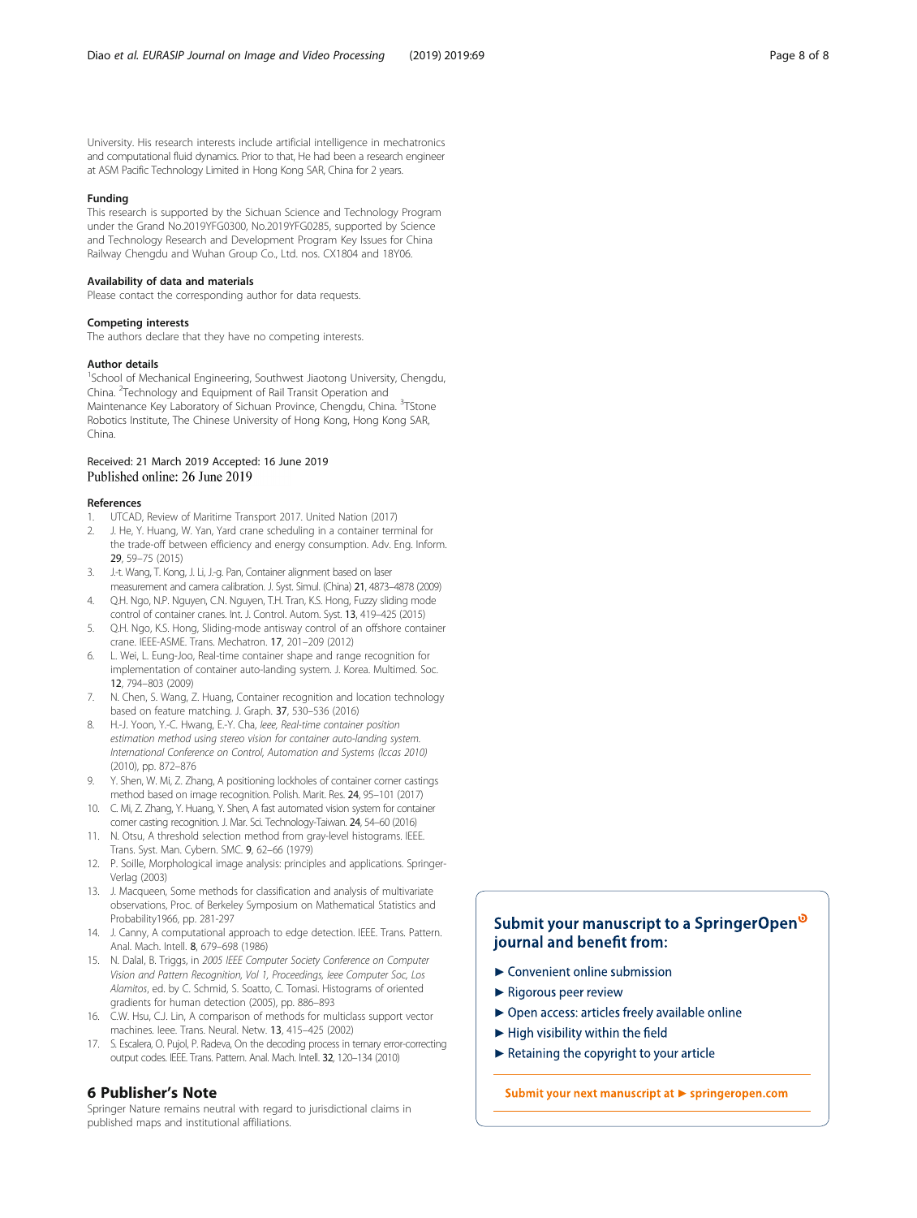University. His research interests include artificial intelligence in mechatronics and computational fluid dynamics. Prior to that, He had been a research engineer at ASM Pacific Technology Limited in Hong Kong SAR, China for 2 years.

#### Funding
This research is supported by the Sichuan Science and Technology Program under the Grand No.2019YFG0300, No.2019YFG0285, supported by Science and Technology Research and Development Program Key Issues for China Railway Chengdu and Wuhan Group Co., Ltd. nos. CX1804 and 18Y06.

#### Availability of data and materials
Please contact the corresponding author for data requests.

#### Competing interests
The authors declare that they have no competing interests.

#### Author details
[1]School of Mechanical Engineering, Southwest Jiaotong University, Chengdu, China. [2]Technology and Equipment of Rail Transit Operation and Maintenance Key Laboratory of Sichuan Province, Chengdu, China. [3]TStone Robotics Institute, The Chinese University of Hong Kong, Hong Kong SAR, China.

Received: 21 March 2019 Accepted: 16 June 2019
Published online: 26 June 2019

#### References
1. UTCAD, Review of Maritime Transport 2017. United Nation (2017)
2. J. He, Y. Huang, W. Yan, Yard crane scheduling in a container terminal for the trade-off between efficiency and energy consumption. Adv. Eng. Inform. **29**, 59–75 (2015)
3. J.-t. Wang, T. Kong, J. Li, J.-g. Pan, Container alignment based on laser measurement and camera calibration. J. Syst. Simul. (China) **21**, 4873–4878 (2009)
4. Q.H. Ngo, N.P. Nguyen, C.N. Nguyen, T.H. Tran, K.S. Hong, Fuzzy sliding mode control of container cranes. Int. J. Control. Autom. Syst. **13**, 419–425 (2015)
5. Q.H. Ngo, K.S. Hong, Sliding-mode antisway control of an offshore container crane. IEEE-ASME. Trans. Mechatron. **17**, 201–209 (2012)
6. L. Wei, L. Eung-Joo, Real-time container shape and range recognition for implementation of container auto-landing system. J. Korea. Multimed. Soc. **12**, 794–803 (2009)
7. N. Chen, S. Wang, Z. Huang, Container recognition and location technology based on feature matching. J. Graph. **37**, 530–536 (2016)
8. H.-J. Yoon, Y.-C. Hwang, E.-Y. Cha, *Ieee, Real-time container position estimation method using stereo vision for container auto-landing system. International Conference on Control, Automation and Systems (Iccas 2010)* (2010), pp. 872–876
9. Y. Shen, W. Mi, Z. Zhang, A positioning lockholes of container corner castings method based on image recognition. Polish. Marit. Res. **24**, 95–101 (2017)
10. C. Mi, Z. Zhang, Y. Huang, Y. Shen, A fast automated vision system for container corner casting recognition. J. Mar. Sci. Technology-Taiwan. **24**, 54–60 (2016)
11. N. Otsu, A threshold selection method from gray-level histograms. IEEE. Trans. Syst. Man. Cybern. SMC. **9**, 62–66 (1979)
12. P. Soille, Morphological image analysis: principles and applications. Springer-Verlag (2003)
13. J. Macqueen, Some methods for classification and analysis of multivariate observations, Proc. of Berkeley Symposium on Mathematical Statistics and Probability1966, pp. 281-297
14. J. Canny, A computational approach to edge detection. IEEE. Trans. Pattern. Anal. Mach. Intell. **8**, 679–698 (1986)
15. N. Dalal, B. Triggs, in *2005 IEEE Computer Society Conference on Computer Vision and Pattern Recognition, Vol 1, Proceedings, Ieee Computer Soc, Los Alamitos*, ed. by C. Schmid, S. Soatto, C. Tomasi. Histograms of oriented gradients for human detection (2005), pp. 886–893
16. C.W. Hsu, C.J. Lin, A comparison of methods for multiclass support vector machines. Ieee. Trans. Neural. Netw. **13**, 415–425 (2002)
17. S. Escalera, O. Pujol, P. Radeva, On the decoding process in ternary error-correcting output codes. IEEE. Trans. Pattern. Anal. Mach. Intell. **32**, 120–134 (2010)

## 6 Publisher's Note
Springer Nature remains neutral with regard to jurisdictional claims in published maps and institutional affiliations.

**Submit your manuscript to a SpringerOpen journal and benefit from:**

- ► Convenient online submission
- ► Rigorous peer review
- ► Open access: articles freely available online
- ► High visibility within the field
- ► Retaining the copyright to your article

Submit your next manuscript at ► springeropen.com